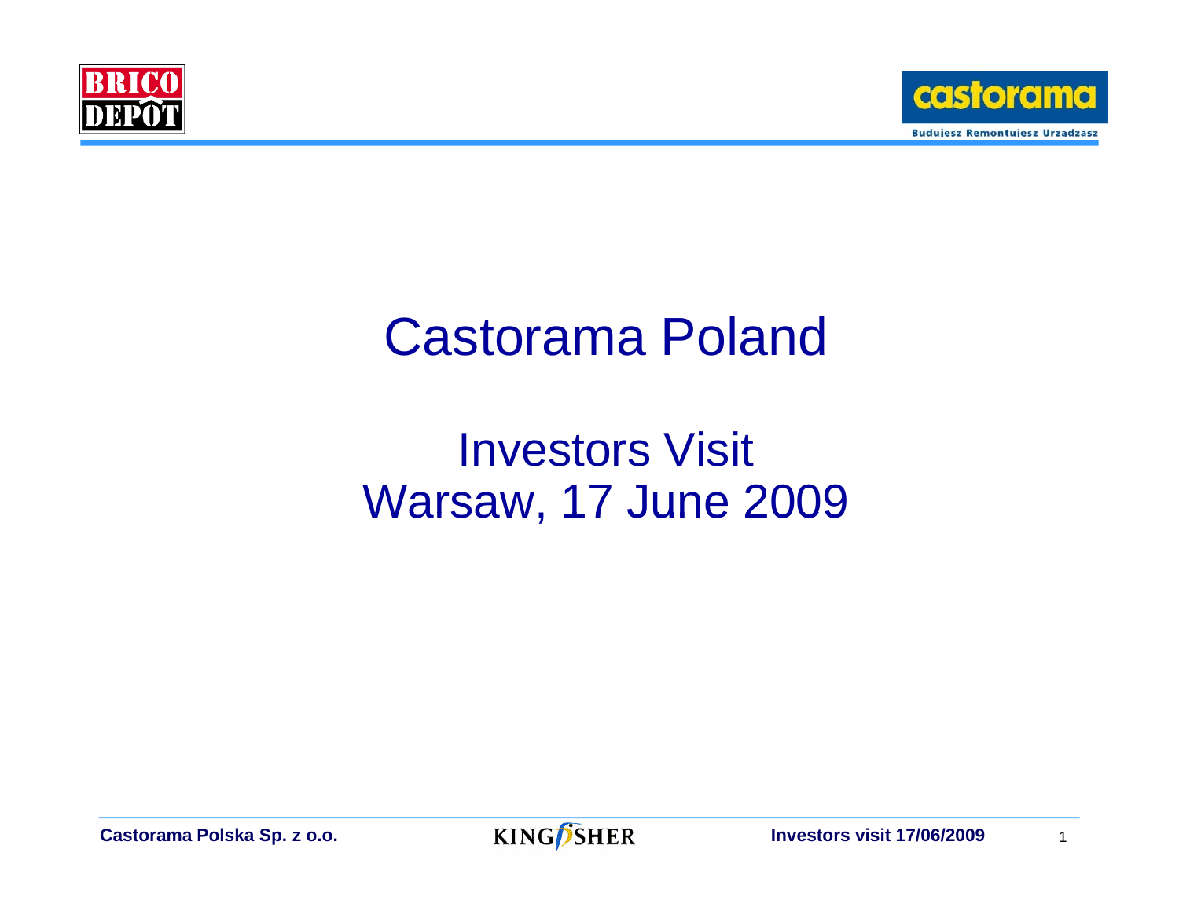# Castorama Poland

## Investors Visit
## Warsaw, 17 June 2009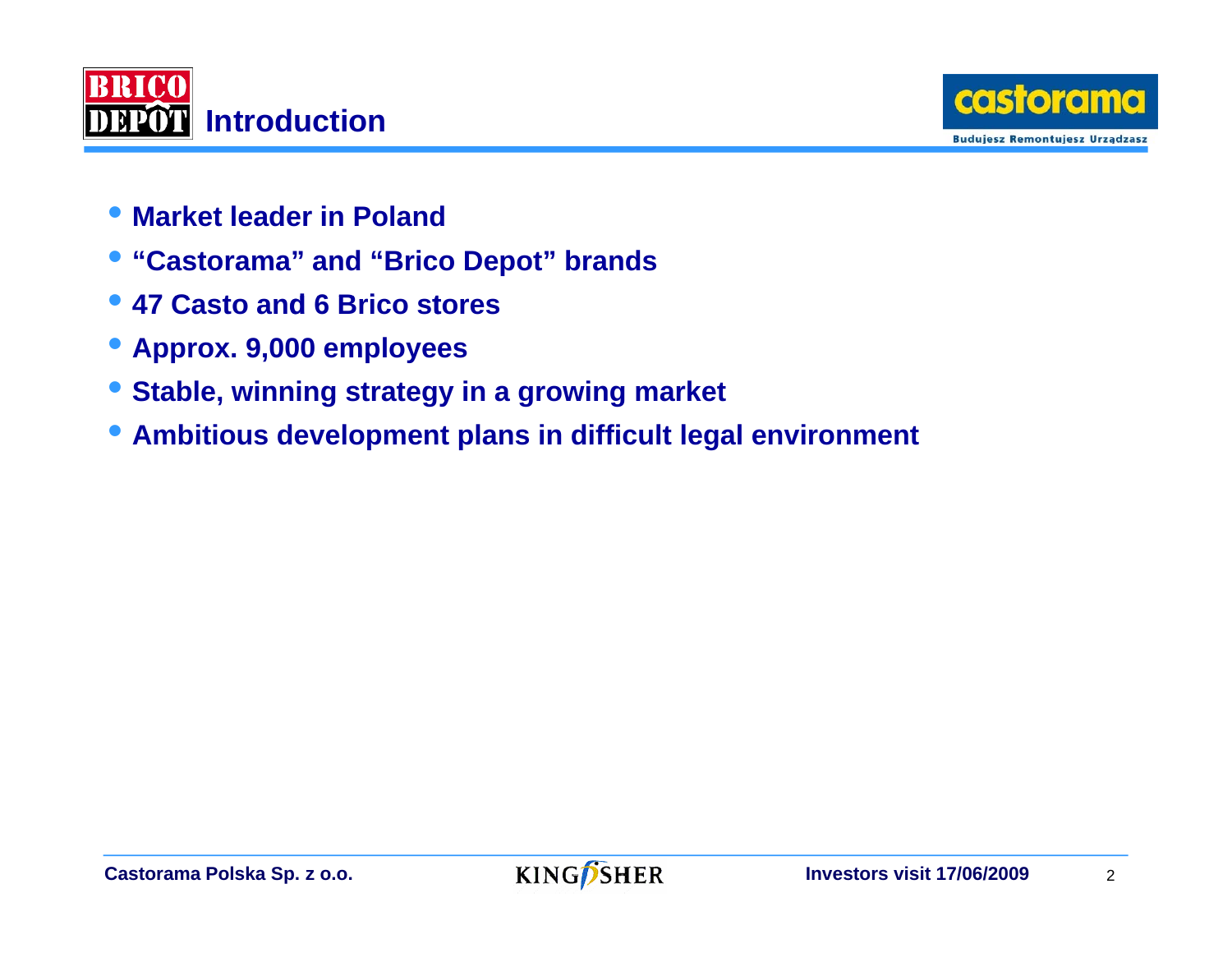# Introduction

- Market leader in Poland
- "Castorama" and "Brico Depot" brands
- 47 Casto and 6 Brico stores
- Approx. 9,000 employees
- Stable, winning strategy in a growing market
- Ambitious development plans in difficult legal environment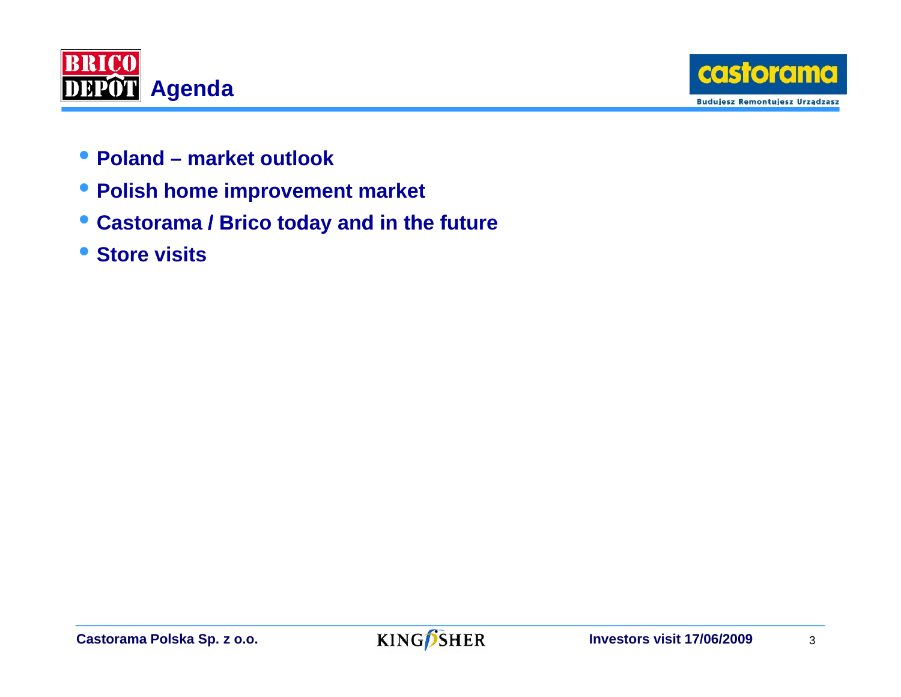# Agenda

- **Poland – market outlook**
- **Polish home improvement market**
- **Castorama / Brico today and in the future**
- **Store visits**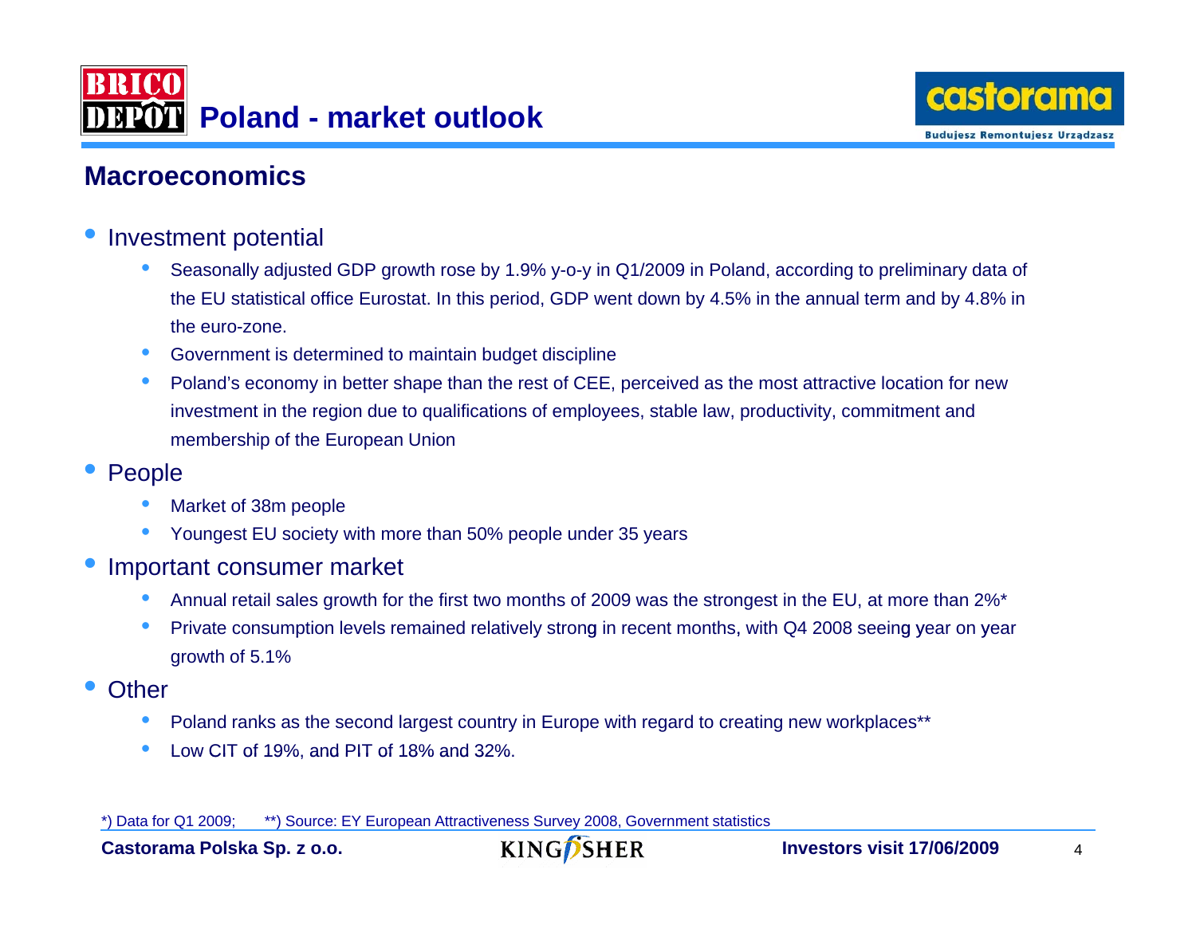# Poland - market outlook

## Macroeconomics

- Investment potential
  - Seasonally adjusted GDP growth rose by 1.9% y-o-y in Q1/2009 in Poland, according to preliminary data of the EU statistical office Eurostat. In this period, GDP went down by 4.5% in the annual term and by 4.8% in the euro-zone.
  - Government is determined to maintain budget discipline
  - Poland's economy in better shape than the rest of CEE, perceived as the most attractive location for new investment in the region due to qualifications of employees, stable law, productivity, commitment and membership of the European Union
- People
  - Market of 38m people
  - Youngest EU society with more than 50% people under 35 years
- Important consumer market
  - Annual retail sales growth for the first two months of 2009 was the strongest in the EU, at more than 2%*
  - Private consumption levels remained relatively strong in recent months, with Q4 2008 seeing year on year growth of 5.1%
- Other
  - Poland ranks as the second largest country in Europe with regard to creating new workplaces**
  - Low CIT of 19%, and PIT of 18% and 32%.

*) Data for Q1 2009; **) Source: EY European Attractiveness Survey 2008, Government statistics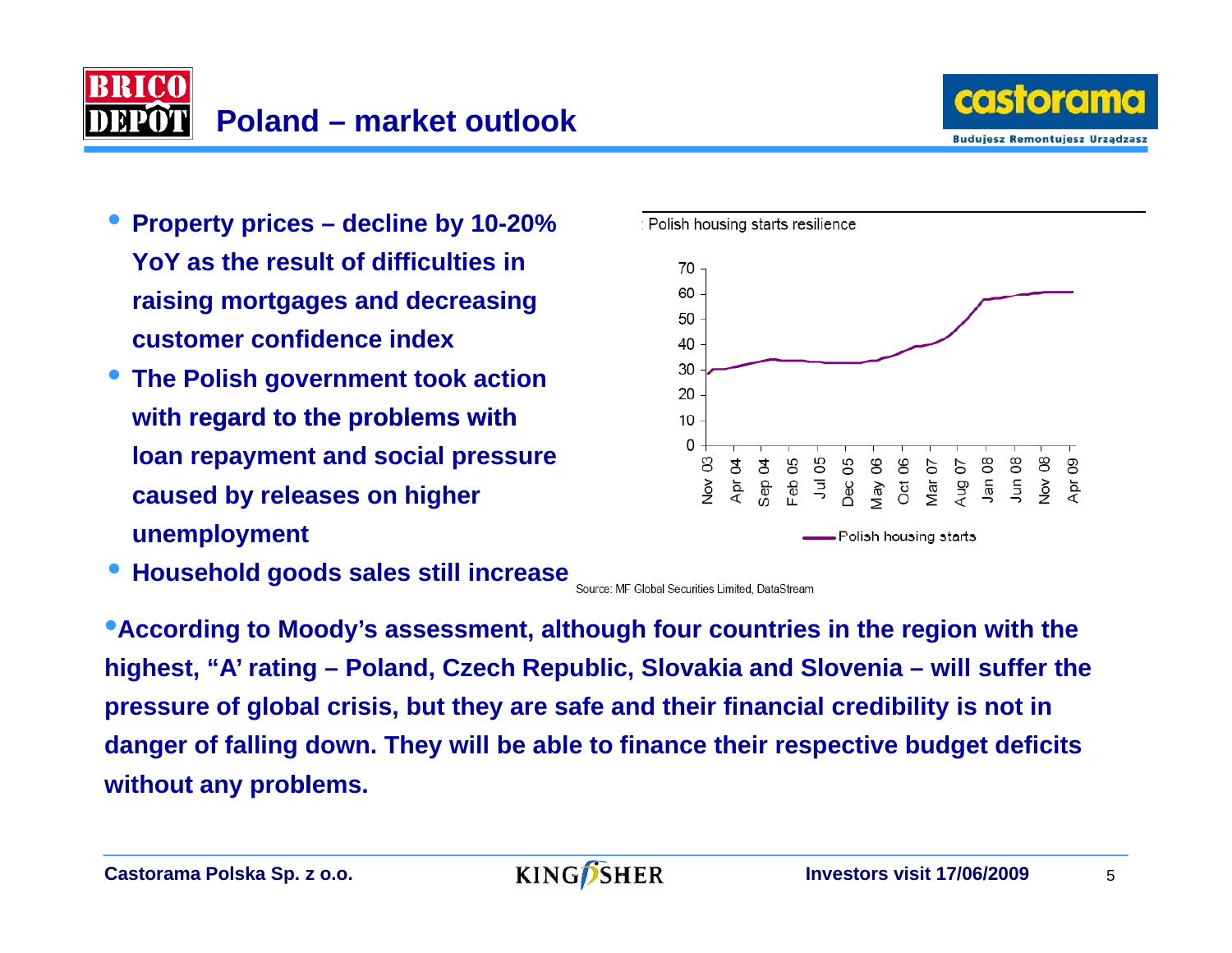# Poland – market outlook

- **Property prices – decline by 10-20% YoY as the result of difficulties in raising mortgages and decreasing customer confidence index**
- **The Polish government took action with regard to the problems with loan repayment and social pressure caused by releases on higher unemployment**
- **Household goods sales still increase**

Polish housing starts resilience

Polish housing starts

Source: MF Global Securities Limited, DataStream

- **According to Moody's assessment, although four countries in the region with the highest, "A' rating – Poland, Czech Republic, Slovakia and Slovenia – will suffer the pressure of global crisis, but they are safe and their financial credibility is not in danger of falling down. They will be able to finance their respective budget deficits without any problems.**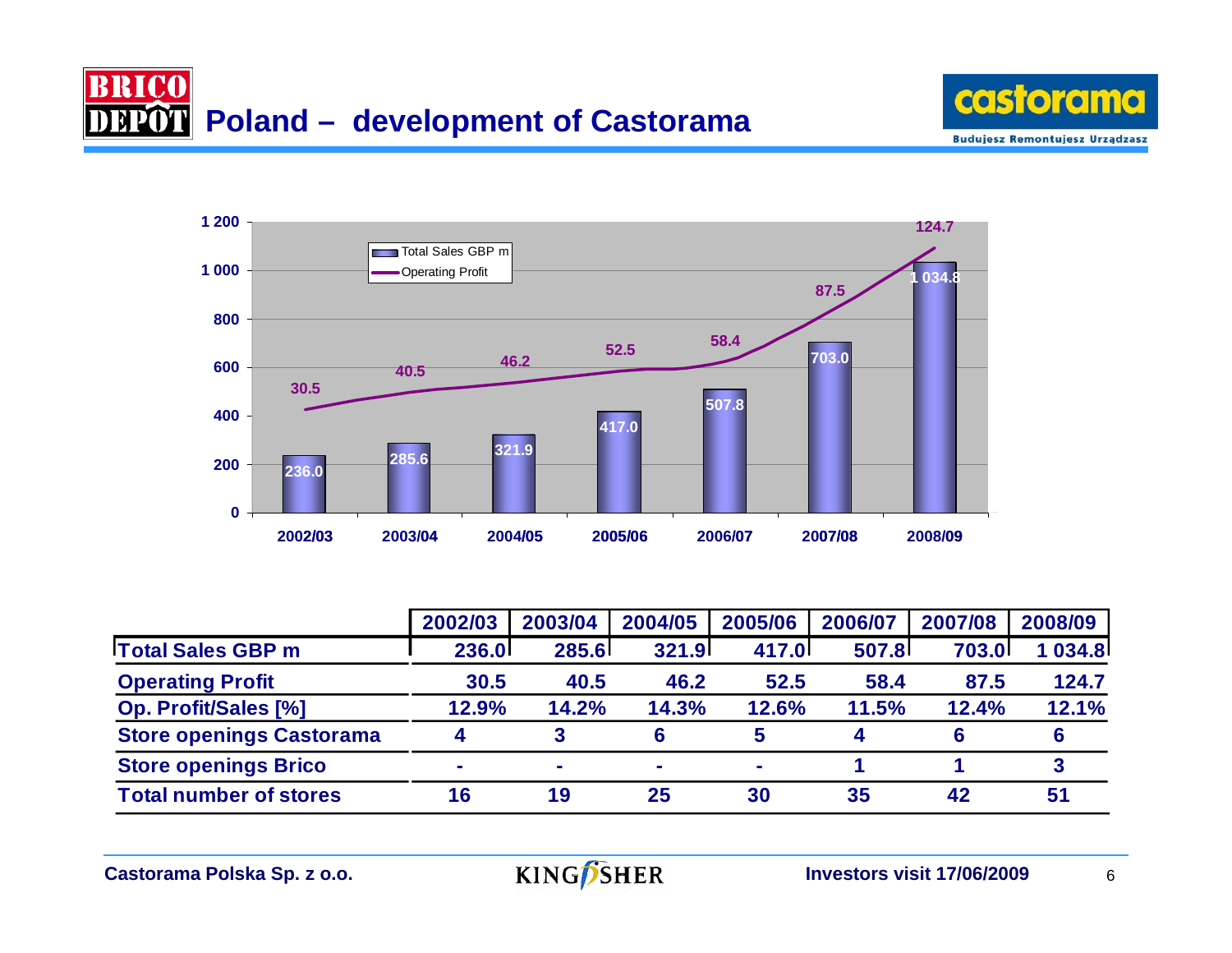# Poland – development of Castorama

| | 2002/03 | 2003/04 | 2004/05 | 2005/06 | 2006/07 | 2007/08 | 2008/09 |
|---|---|---|---|---|---|---|---|
| Total Sales GBP m | 236.0 | 285.6 | 321.9 | 417.0 | 507.8 | 703.0 | 1 034.8 |
| Operating Profit | 30.5 | 40.5 | 46.2 | 52.5 | 58.4 | 87.5 | 124.7 |
| Op. Profit/Sales [%] | 12.9% | 14.2% | 14.3% | 12.6% | 11.5% | 12.4% | 12.1% |
| Store openings Castorama | 4 | 3 | 6 | 5 | 4 | 6 | 6 |
| Store openings Brico | - | - | - | - | 1 | 1 | 3 |
| Total number of stores | 16 | 19 | 25 | 30 | 35 | 42 | 51 |

Castorama Polska Sp. z o.o.

Investors visit 17/06/2009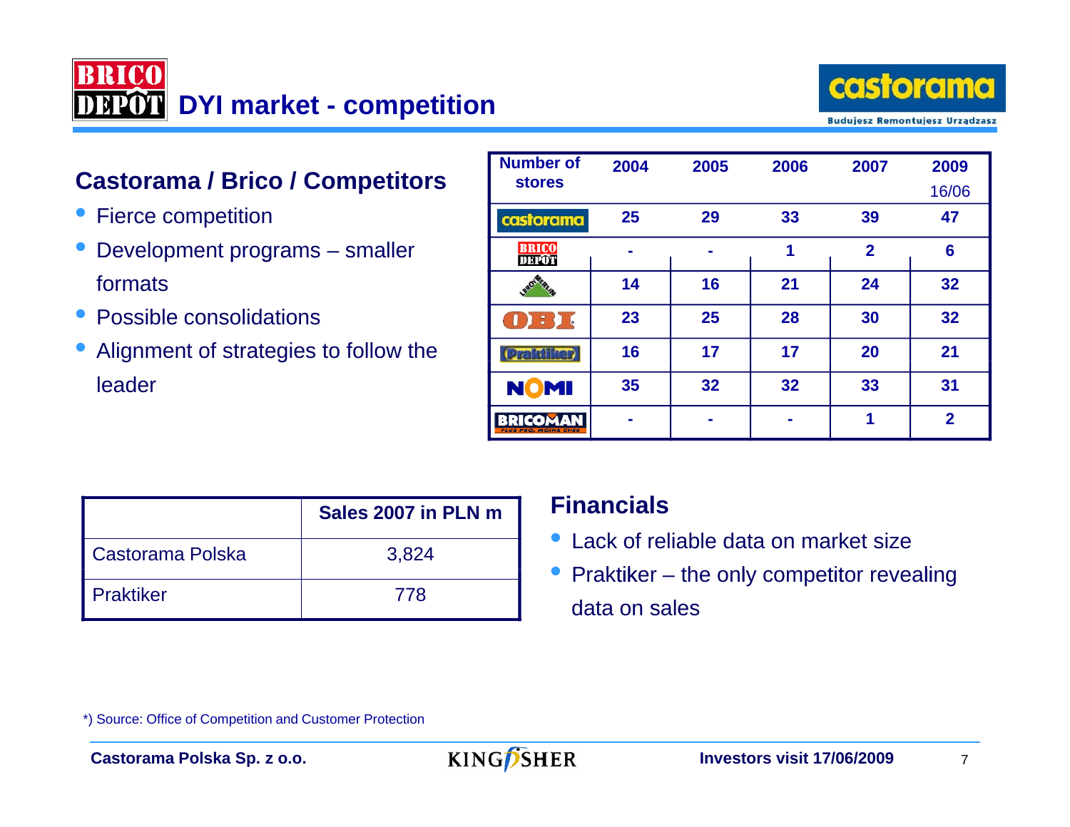# DYI market - competition

## Castorama / Brico / Competitors

- Fierce competition
- Development programs – smaller formats
- Possible consolidations
- Alignment of strategies to follow the leader

| Number of stores | 2004 | 2005 | 2006 | 2007 | 2009 16/06 |
|---|---|---|---|---|---|
| castorama | 25 | 29 | 33 | 39 | 47 |
| BRICO DEPOT | - | - | 1 | 2 | 6 |
| LEROY MERLIN | 14 | 16 | 21 | 24 | 32 |
| OBI | 23 | 25 | 28 | 30 | 32 |
| Praktiker | 16 | 17 | 17 | 20 | 21 |
| NOMI | 35 | 32 | 32 | 33 | 31 |
| BRICOMAN | - | - | - | 1 | 2 |

| | Sales 2007 in PLN m |
|---|---|
| Castorama Polska | 3,824 |
| Praktiker | 778 |

## Financials

- Lack of reliable data on market size
- Praktiker – the only competitor revealing data on sales

*) Source: Office of Competition and Customer Protection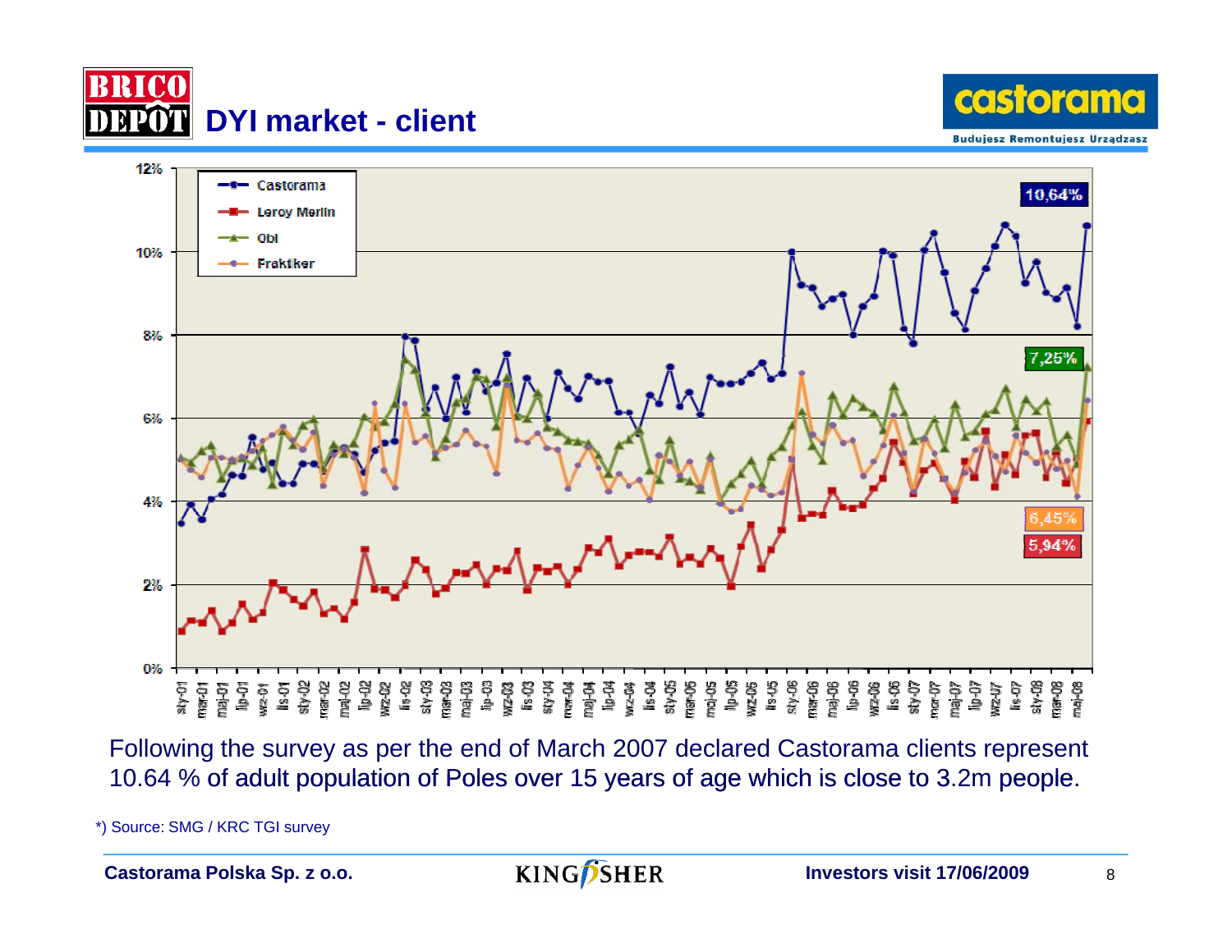# DYI market - client

Following the survey as per the end of March 2007 declared Castorama clients represent 10.64 % of adult population of Poles over 15 years of age which is close to 3.2m people.

*) Source: SMG / KRC TGI survey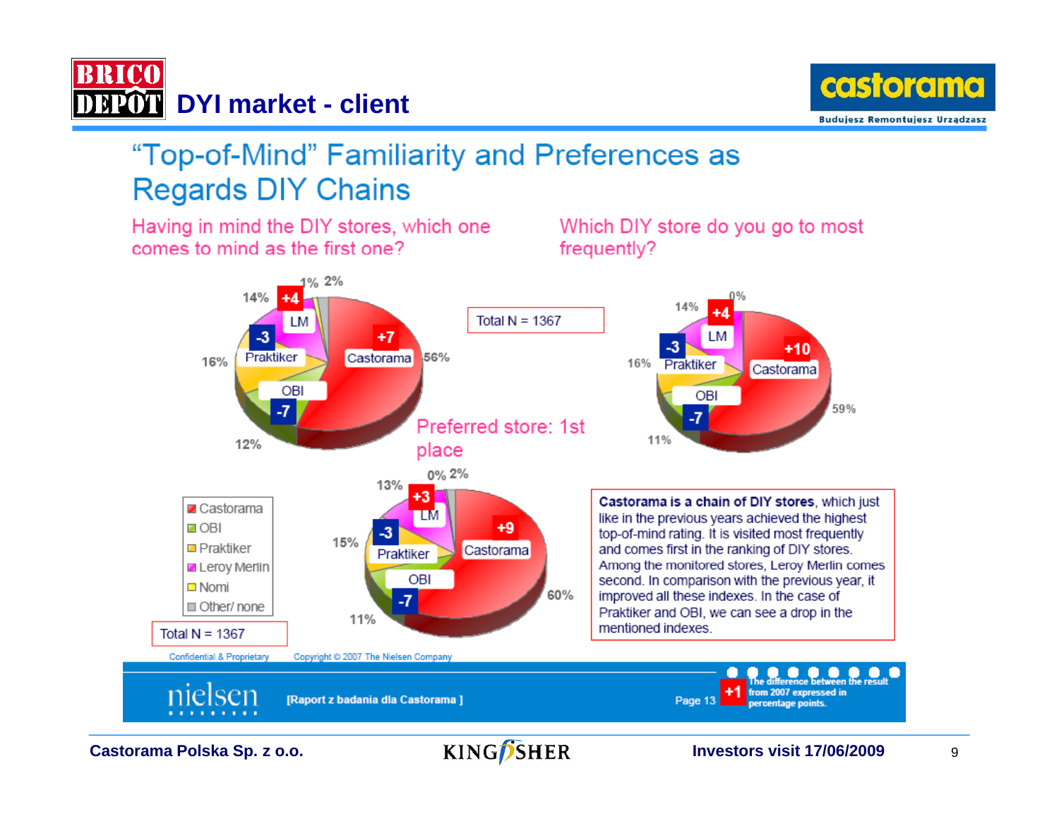# DYI market - client

## "Top-of-Mind" Familiarity and Preferences as Regards DIY Chains

**Having in mind the DIY stores, which one comes to mind as the first one?**

Total N = 1367

| Store | Share | Change vs 2007 |
|---|---|---|
| Castorama | 56% | +7 |
| OBI | 12% | -7 |
| Praktiker | 16% | -3 |
| Leroy Merlin (LM) | 14% | +4 |
| Nomi | 1% | |
| Other/ none | 2% | |

**Which DIY store do you go to most frequently?**

| Store | Share | Change vs 2007 |
|---|---|---|
| Castorama | 59% | +10 |
| OBI | 11% | -7 |
| Praktiker | 16% | -3 |
| Leroy Merlin (LM) | 14% | +4 |
| Other/ none | 0% | |

**Preferred store: 1st place**

Total N = 1367

| Store | Share | Change vs 2007 |
|---|---|---|
| Castorama | 60% | +9 |
| OBI | 11% | -7 |
| Praktiker | 15% | -3 |
| Leroy Merlin (LM) | 13% | +3 |
| Nomi | 0% | |
| Other/ none | 2% | |

**Castorama is a chain of DIY stores**, which just like in the previous years achieved the highest top-of-mind rating. It is visited most frequently and comes first in the ranking of DIY stores. Among the monitored stores, Leroy Merlin comes second. In comparison with the previous year, it improved all these indexes. In the case of Praktiker and OBI, we can see a drop in the mentioned indexes.

Confidential & Proprietary    Copyright © 2007 The Nielsen Company

nielsen [Raport z badania dla Castorama ] Page 13

+1 The difference between the result from 2007 expressed in percentage points.

Castorama Polska Sp. z o.o.    Investors visit 17/06/2009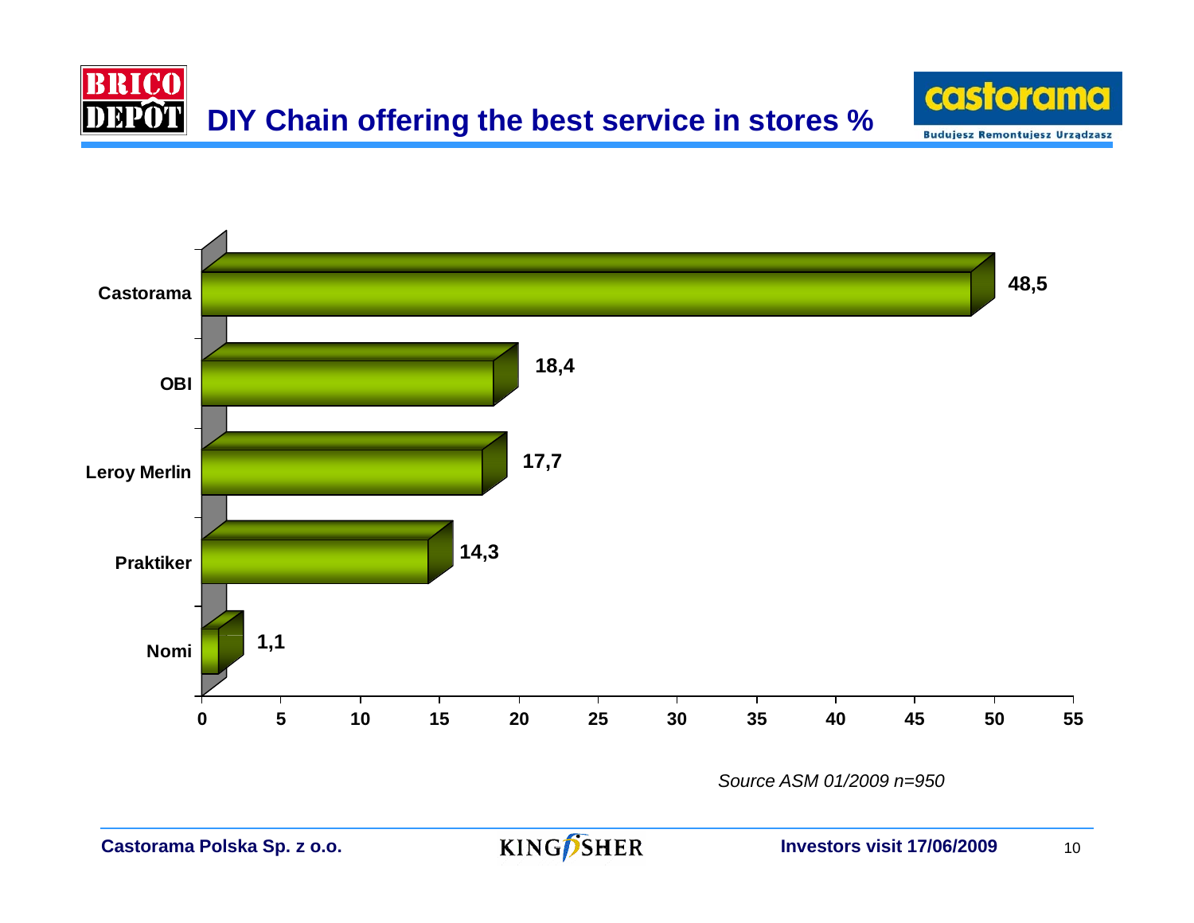# DIY Chain offering the best service in stores %

| Chain | % |
| --- | --- |
| Castorama | 48,5 |
| OBI | 18,4 |
| Leroy Merlin | 17,7 |
| Praktiker | 14,3 |
| Nomi | 1,1 |

*Source ASM 01/2009 n=950*

**Castorama Polska Sp. z o.o.** — **Investors visit 17/06/2009**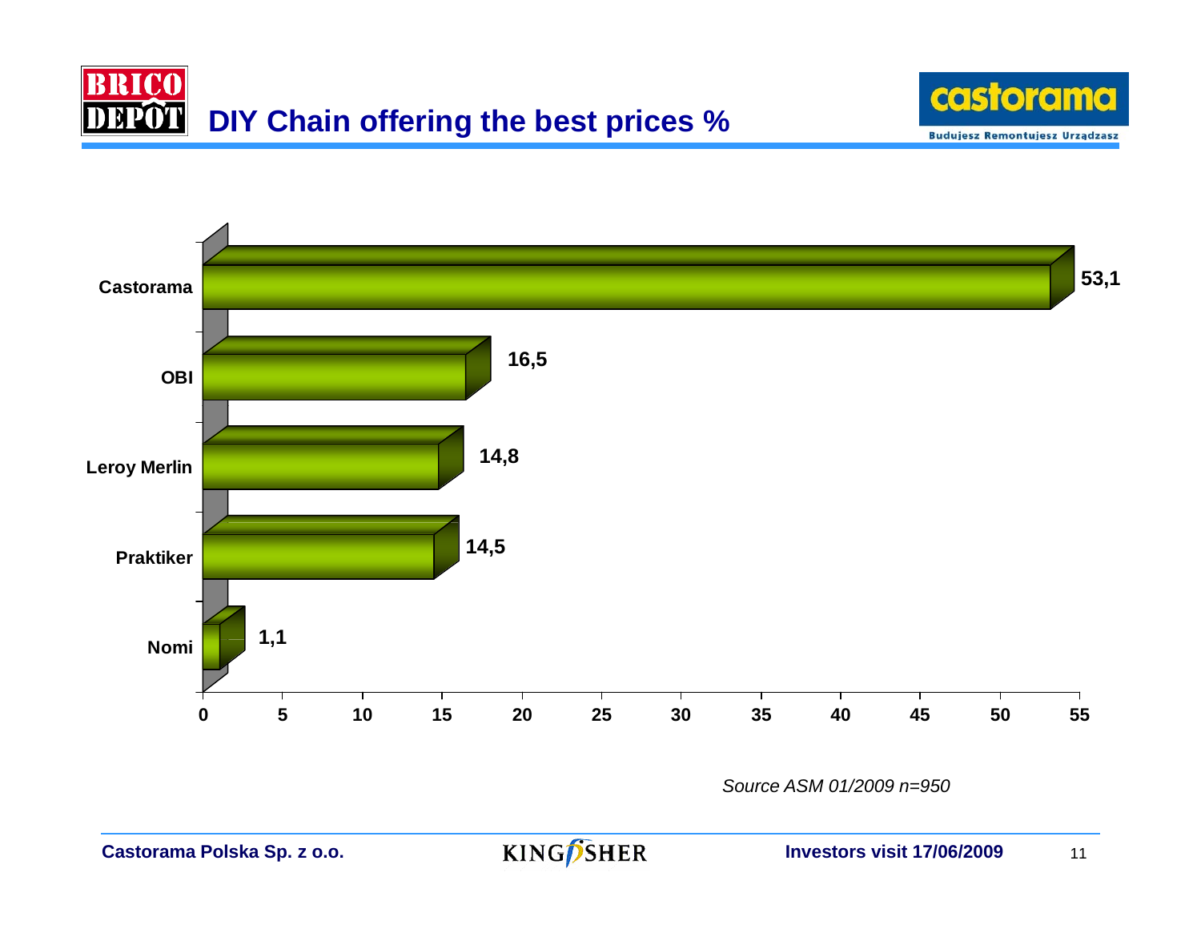# DIY Chain offering the best prices %

| DIY Chain | % |
|---|---|
| Castorama | 53,1 |
| OBI | 16,5 |
| Leroy Merlin | 14,8 |
| Praktiker | 14,5 |
| Nomi | 1,1 |

*Source ASM 01/2009 n=950*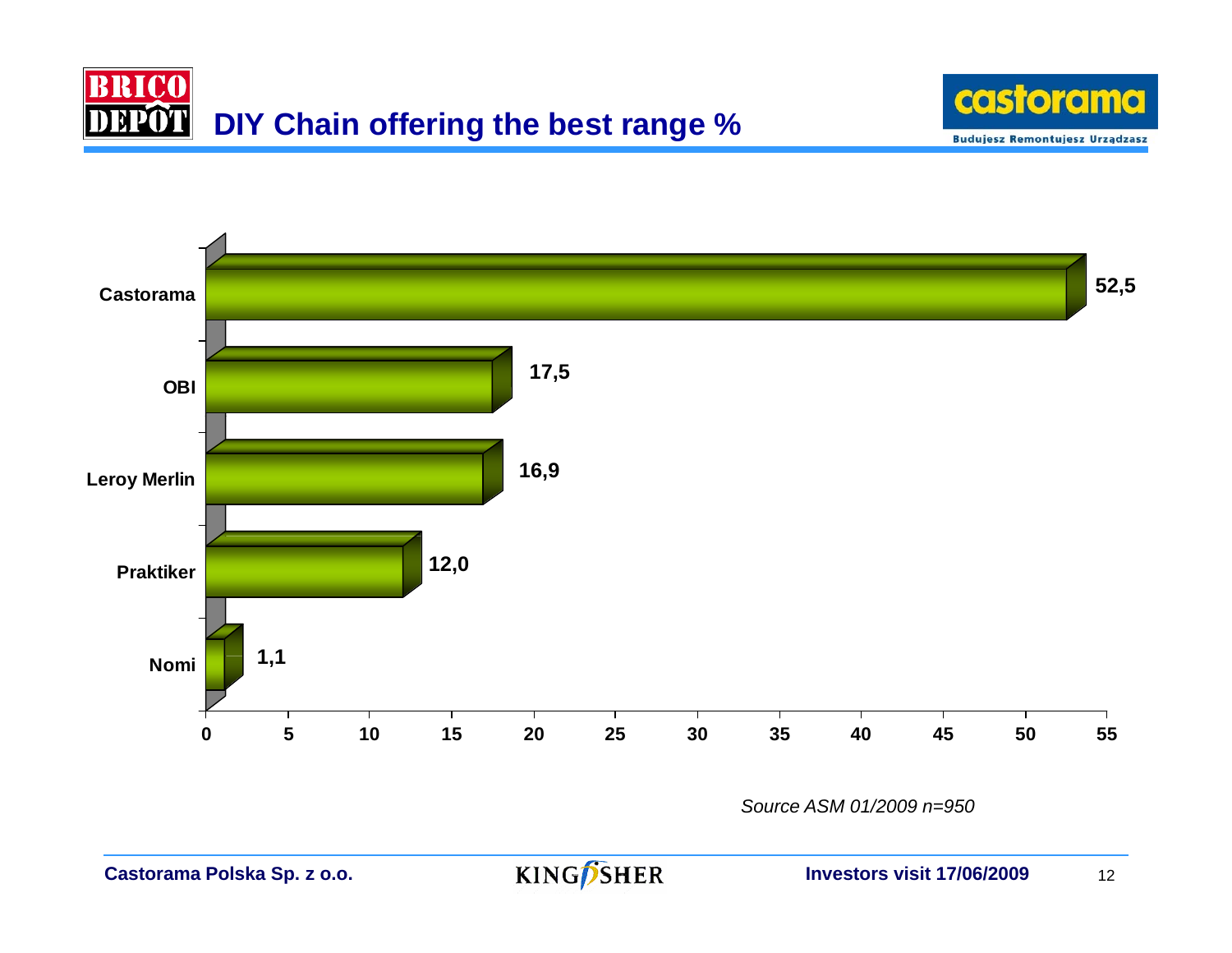# DIY Chain offering the best range %

Castorama
OBI
Leroy Merlin
Praktiker
Nomi

52,5
17,5
16,9
12,0
1,1

0 5 10 15 20 25 30 35 40 45 50 55

*Source ASM 01/2009 n=950*